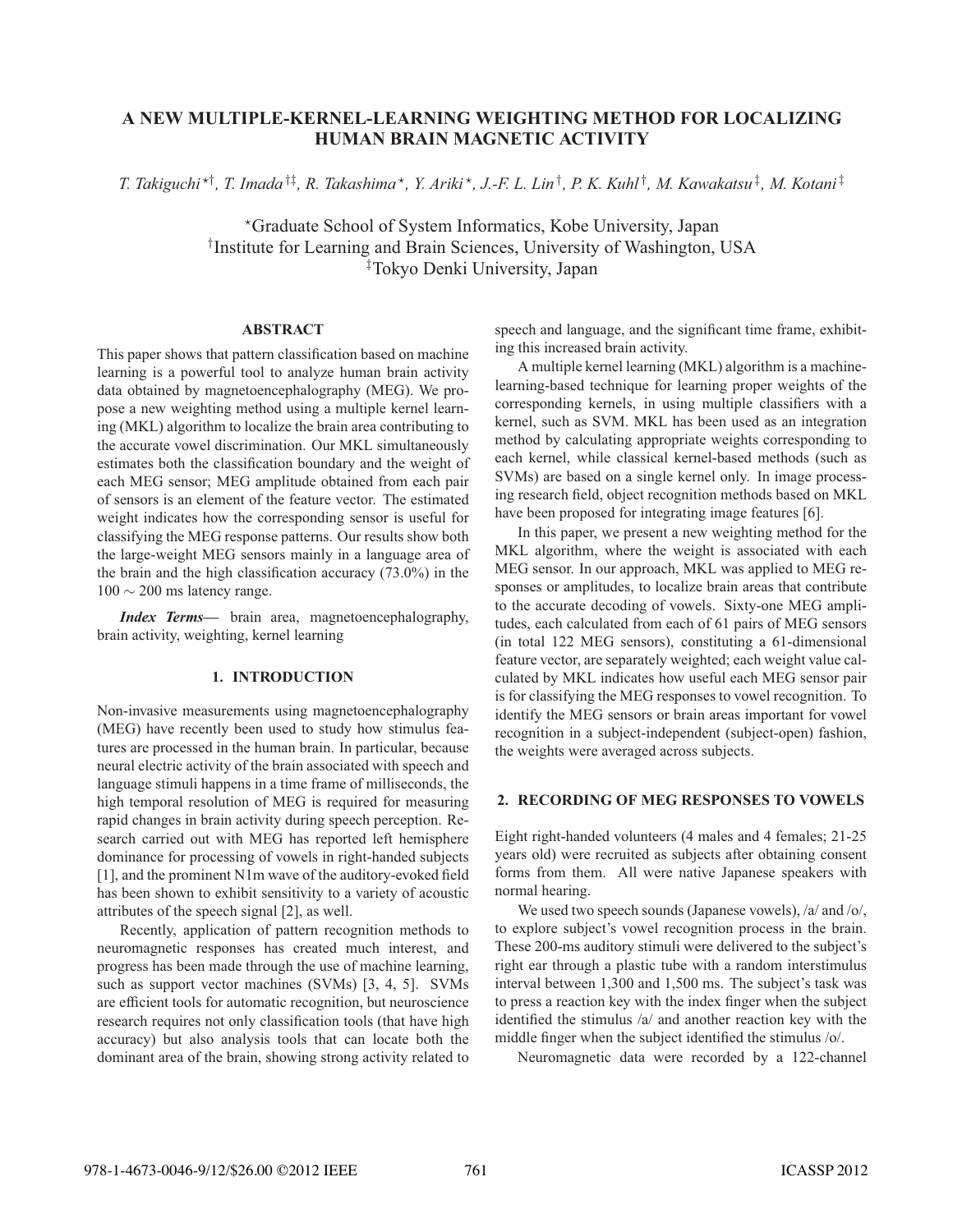# A NEW MULTIPLE-KERNEL-LEARNING WEIGHTING METHOD FOR LOCALIZING HUMAN BRAIN MAGNETIC ACTIVITY

*T. Takiguchi*[⋆†]*, T. Imada*[†‡]*, R. Takashima*[⋆]*, Y. Ariki*[⋆]*, J.-F. L. Lin*[†]*, P. K. Kuhl*[†]*, M. Kawakatsu*[‡]*, M. Kotani*[‡]

[⋆]Graduate School of System Informatics, Kobe University, Japan
[†]Institute for Learning and Brain Sciences, University of Washington, USA
[‡]Tokyo Denki University, Japan

## ABSTRACT

This paper shows that pattern classification based on machine learning is a powerful tool to analyze human brain activity data obtained by magnetoencephalography (MEG). We propose a new weighting method using a multiple kernel learning (MKL) algorithm to localize the brain area contributing to the accurate vowel discrimination. Our MKL simultaneously estimates both the classification boundary and the weight of each MEG sensor; MEG amplitude obtained from each pair of sensors is an element of the feature vector. The estimated weight indicates how the corresponding sensor is useful for classifying the MEG response patterns. Our results show both the large-weight MEG sensors mainly in a language area of the brain and the high classification accuracy (73.0%) in the $100 \sim 200$ ms latency range.

***Index Terms***— brain area, magnetoencephalography, brain activity, weighting, kernel learning

## 1. INTRODUCTION

Non-invasive measurements using magnetoencephalography (MEG) have recently been used to study how stimulus features are processed in the human brain. In particular, because neural electric activity of the brain associated with speech and language stimuli happens in a time frame of milliseconds, the high temporal resolution of MEG is required for measuring rapid changes in brain activity during speech perception. Research carried out with MEG has reported left hemisphere dominance for processing of vowels in right-handed subjects [1], and the prominent N1m wave of the auditory-evoked field has been shown to exhibit sensitivity to a variety of acoustic attributes of the speech signal [2], as well.

Recently, application of pattern recognition methods to neuromagnetic responses has created much interest, and progress has been made through the use of machine learning, such as support vector machines (SVMs) [3, 4, 5]. SVMs are efficient tools for automatic recognition, but neuroscience research requires not only classification tools (that have high accuracy) but also analysis tools that can locate both the dominant area of the brain, showing strong activity related to speech and language, and the significant time frame, exhibiting this increased brain activity.

A multiple kernel learning (MKL) algorithm is a machine-learning-based technique for learning proper weights of the corresponding kernels, in using multiple classifiers with a kernel, such as SVM. MKL has been used as an integration method by calculating appropriate weights corresponding to each kernel, while classical kernel-based methods (such as SVMs) are based on a single kernel only. In image processing research field, object recognition methods based on MKL have been proposed for integrating image features [6].

In this paper, we present a new weighting method for the MKL algorithm, where the weight is associated with each MEG sensor. In our approach, MKL was applied to MEG responses or amplitudes, to localize brain areas that contribute to the accurate decoding of vowels. Sixty-one MEG amplitudes, each calculated from each of 61 pairs of MEG sensors (in total 122 MEG sensors), constituting a 61-dimensional feature vector, are separately weighted; each weight value calculated by MKL indicates how useful each MEG sensor pair is for classifying the MEG responses to vowel recognition. To identify the MEG sensors or brain areas important for vowel recognition in a subject-independent (subject-open) fashion, the weights were averaged across subjects.

## 2. RECORDING OF MEG RESPONSES TO VOWELS

Eight right-handed volunteers (4 males and 4 females; 21-25 years old) were recruited as subjects after obtaining consent forms from them. All were native Japanese speakers with normal hearing.

We used two speech sounds (Japanese vowels), /a/ and /o/, to explore subject's vowel recognition process in the brain. These 200-ms auditory stimuli were delivered to the subject's right ear through a plastic tube with a random interstimulus interval between 1,300 and 1,500 ms. The subject's task was to press a reaction key with the index finger when the subject identified the stimulus /a/ and another reaction key with the middle finger when the subject identified the stimulus /o/.

Neuromagnetic data were recorded by a 122-channel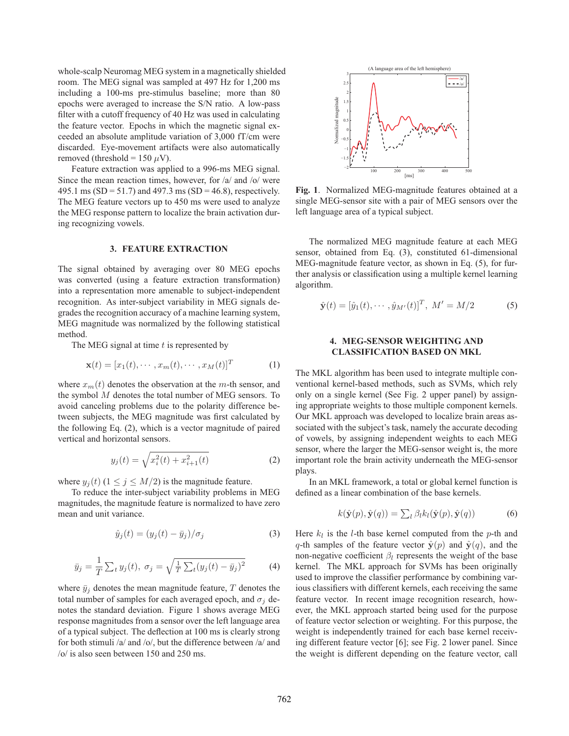whole-scalp Neuromag MEG system in a magnetically shielded room. The MEG signal was sampled at 497 Hz for 1,200 ms including a 100-ms pre-stimulus baseline; more than 80 epochs were averaged to increase the S/N ratio. A low-pass filter with a cutoff frequency of 40 Hz was used in calculating the feature vector. Epochs in which the magnetic signal exceeded an absolute amplitude variation of 3,000 fT/cm were discarded. Eye-movement artifacts were also automatically removed (threshold = 150 $\mu$V).

Feature extraction was applied to a 996-ms MEG signal. Since the mean reaction times, however, for /a/ and /o/ were 495.1 ms (SD = 51.7) and 497.3 ms (SD = 46.8), respectively. The MEG feature vectors up to 450 ms were used to analyze the MEG response pattern to localize the brain activation during recognizing vowels.

## 3. FEATURE EXTRACTION

The signal obtained by averaging over 80 MEG epochs was converted (using a feature extraction transformation) into a representation more amenable to subject-independent recognition. As inter-subject variability in MEG signals degrades the recognition accuracy of a machine learning system, MEG magnitude was normalized by the following statistical method.

The MEG signal at time $t$ is represented by

$$\mathbf{x}(t) = [x_1(t), \cdots, x_m(t), \cdots, x_M(t)]^T \tag{1}$$

where $x_m(t)$ denotes the observation at the $m$-th sensor, and the symbol $M$ denotes the total number of MEG sensors. To avoid canceling problems due to the polarity difference between subjects, the MEG magnitude was first calculated by the following Eq. (2), which is a vector magnitude of paired vertical and horizontal sensors.

$$y_j(t) = \sqrt{x_i^2(t) + x_{i+1}^2(t)} \tag{2}$$

where $y_j(t)$ $(1 \leq j \leq M/2)$ is the magnitude feature.

To reduce the inter-subject variability problems in MEG magnitudes, the magnitude feature is normalized to have zero mean and unit variance.

$$\hat{y}_j(t) = (y_j(t) - \bar{y}_j)/\sigma_j \tag{3}$$

$$\bar{y}_j = \frac{1}{T}\sum_t y_j(t),\ \sigma_j = \sqrt{\tfrac{1}{T}\sum_t (y_j(t) - \bar{y}_j)^2} \tag{4}$$

where $\bar{y}_j$ denotes the mean magnitude feature, $T$ denotes the total number of samples for each averaged epoch, and $\sigma_j$ denotes the standard deviation. Figure 1 shows average MEG response magnitudes from a sensor over the left language area of a typical subject. The deflection at 100 ms is clearly strong for both stimuli /a/ and /o/, but the difference between /a/ and /o/ is also seen between 150 and 250 ms.

**Fig. 1**. Normalized MEG-magnitude features obtained at a single MEG-sensor site with a pair of MEG sensors over the left language area of a typical subject.

The normalized MEG magnitude feature at each MEG sensor, obtained from Eq. (3), constituted 61-dimensional MEG-magnitude feature vector, as shown in Eq. (5), for further analysis or classification using a multiple kernel learning algorithm.

$$\hat{\mathbf{y}}(t) = [\hat{y}_1(t), \cdots, \hat{y}_{M'}(t)]^T,\ M' = M/2 \tag{5}$$

## 4. MEG-SENSOR WEIGHTING AND CLASSIFICATION BASED ON MKL

The MKL algorithm has been used to integrate multiple conventional kernel-based methods, such as SVMs, which rely only on a single kernel (See Fig. 2 upper panel) by assigning appropriate weights to those multiple component kernels. Our MKL approach was developed to localize brain areas associated with the subject's task, namely the accurate decoding of vowels, by assigning independent weights to each MEG sensor, where the larger the MEG-sensor weight is, the more important role the brain activity underneath the MEG-sensor plays.

In an MKL framework, a total or global kernel function is defined as a linear combination of the base kernels.

$$k(\hat{\mathbf{y}}(p), \hat{\mathbf{y}}(q)) = \textstyle\sum_l \beta_l k_l(\hat{\mathbf{y}}(p), \hat{\mathbf{y}}(q)) \tag{6}$$

Here $k_l$ is the $l$-th base kernel computed from the $p$-th and $q$-th samples of the feature vector $\hat{\mathbf{y}}(p)$ and $\hat{\mathbf{y}}(q)$, and the non-negative coefficient $\beta_l$ represents the weight of the base kernel. The MKL approach for SVMs has been originally used to improve the classifier performance by combining various classifiers with different kernels, each receiving the same feature vector. In recent image recognition research, however, the MKL approach started being used for the purpose of feature vector selection or weighting. For this purpose, the weight is independently trained for each base kernel receiving different feature vector [6]; see Fig. 2 lower panel. Since the weight is different depending on the feature vector, call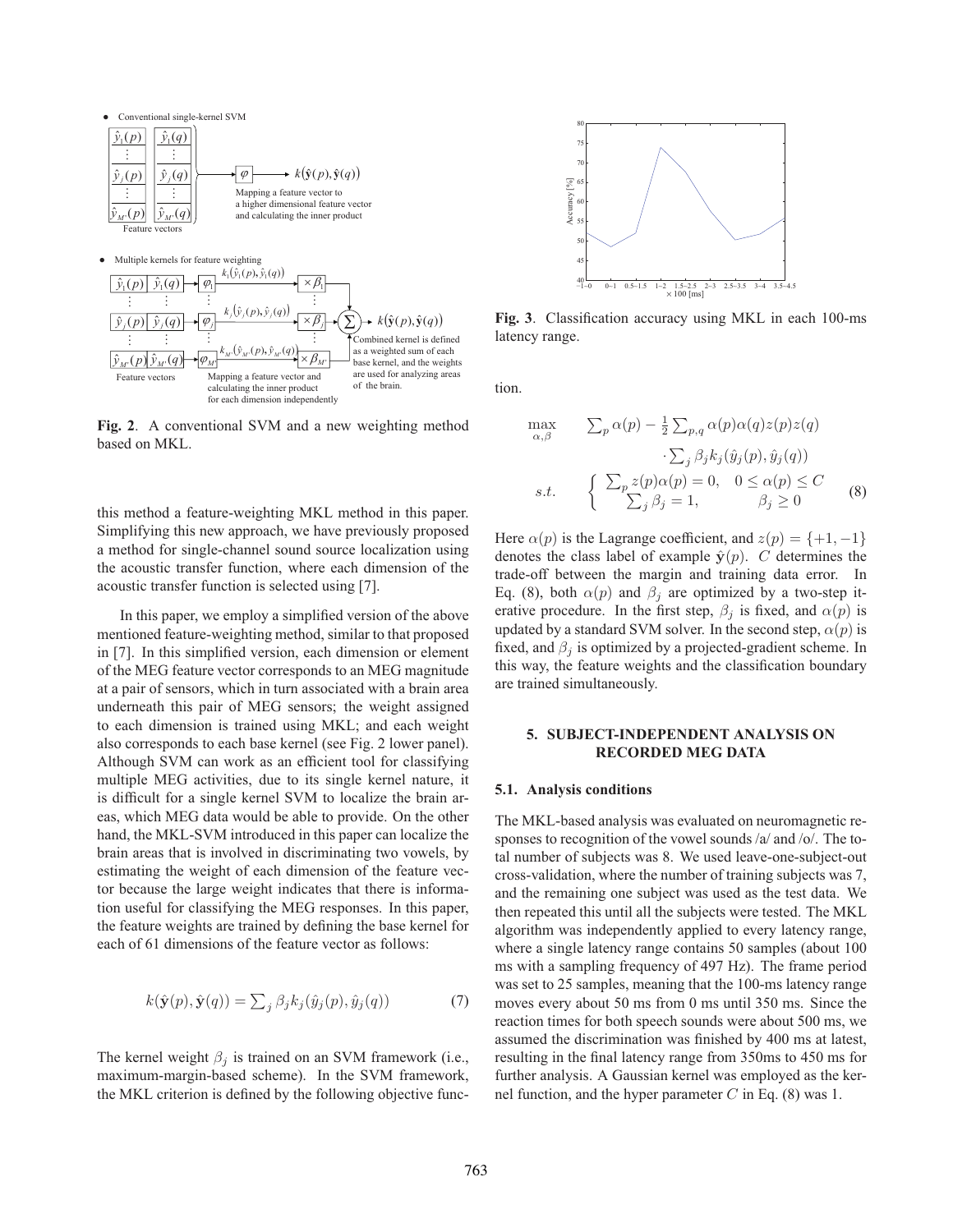Fig. 2. A conventional SVM and a new weighting method based on MKL.

this method a feature-weighting MKL method in this paper. Simplifying this new approach, we have previously proposed a method for single-channel sound source localization using the acoustic transfer function, where each dimension of the acoustic transfer function is selected using [7].

In this paper, we employ a simplified version of the above mentioned feature-weighting method, similar to that proposed in [7]. In this simplified version, each dimension or element of the MEG feature vector corresponds to an MEG magnitude at a pair of sensors, which in turn associated with a brain area underneath this pair of MEG sensors; the weight assigned to each dimension is trained using MKL; and each weight also corresponds to each base kernel (see Fig. 2 lower panel). Although SVM can work as an efficient tool for classifying multiple MEG activities, due to its single kernel nature, it is difficult for a single kernel SVM to localize the brain areas, which MEG data would be able to provide. On the other hand, the MKL-SVM introduced in this paper can localize the brain areas that is involved in discriminating two vowels, by estimating the weight of each dimension of the feature vector because the large weight indicates that there is information useful for classifying the MEG responses. In this paper, the feature weights are trained by defining the base kernel for each of 61 dimensions of the feature vector as follows:

$$k(\hat{\mathbf{y}}(p), \hat{\mathbf{y}}(q)) = \sum_j \beta_j k_j(\hat{y}_j(p), \hat{y}_j(q)) \tag{7}$$

The kernel weight $\beta_j$ is trained on an SVM framework (i.e., maximum-margin-based scheme). In the SVM framework, the MKL criterion is defined by the following objective function.

Fig. 3. Classification accuracy using MKL in each 100-ms latency range.

$$\begin{aligned} \max_{\alpha,\beta} \quad & \sum_p \alpha(p) - \frac{1}{2}\sum_{p,q} \alpha(p)\alpha(q)z(p)z(q) \\ & \cdot \sum_j \beta_j k_j(\hat{y}_j(p), \hat{y}_j(q)) \\ s.t. \quad & \begin{cases} \sum_p z(p)\alpha(p) = 0, & 0 \le \alpha(p) \le C \\ \sum_j \beta_j = 1, & \beta_j \ge 0 \end{cases} \end{aligned} \tag{8}$$

Here $\alpha(p)$ is the Lagrange coefficient, and $z(p) = \{+1, -1\}$ denotes the class label of example $\hat{\mathbf{y}}(p)$. $C$ determines the trade-off between the margin and training data error. In Eq. (8), both $\alpha(p)$ and $\beta_j$ are optimized by a two-step iterative procedure. In the first step, $\beta_j$ is fixed, and $\alpha(p)$ is updated by a standard SVM solver. In the second step, $\alpha(p)$ is fixed, and $\beta_j$ is optimized by a projected-gradient scheme. In this way, the feature weights and the classification boundary are trained simultaneously.

## 5. SUBJECT-INDEPENDENT ANALYSIS ON RECORDED MEG DATA

### 5.1. Analysis conditions

The MKL-based analysis was evaluated on neuromagnetic responses to recognition of the vowel sounds /a/ and /o/. The total number of subjects was 8. We used leave-one-subject-out cross-validation, where the number of training subjects was 7, and the remaining one subject was used as the test data. We then repeated this until all the subjects were tested. The MKL algorithm was independently applied to every latency range, where a single latency range contains 50 samples (about 100 ms with a sampling frequency of 497 Hz). The frame period was set to 25 samples, meaning that the 100-ms latency range moves every about 50 ms from 0 ms until 350 ms. Since the reaction times for both speech sounds were about 500 ms, we assumed the discrimination was finished by 400 ms at latest, resulting in the final latency range from 350ms to 450 ms for further analysis. A Gaussian kernel was employed as the kernel function, and the hyper parameter $C$ in Eq. (8) was 1.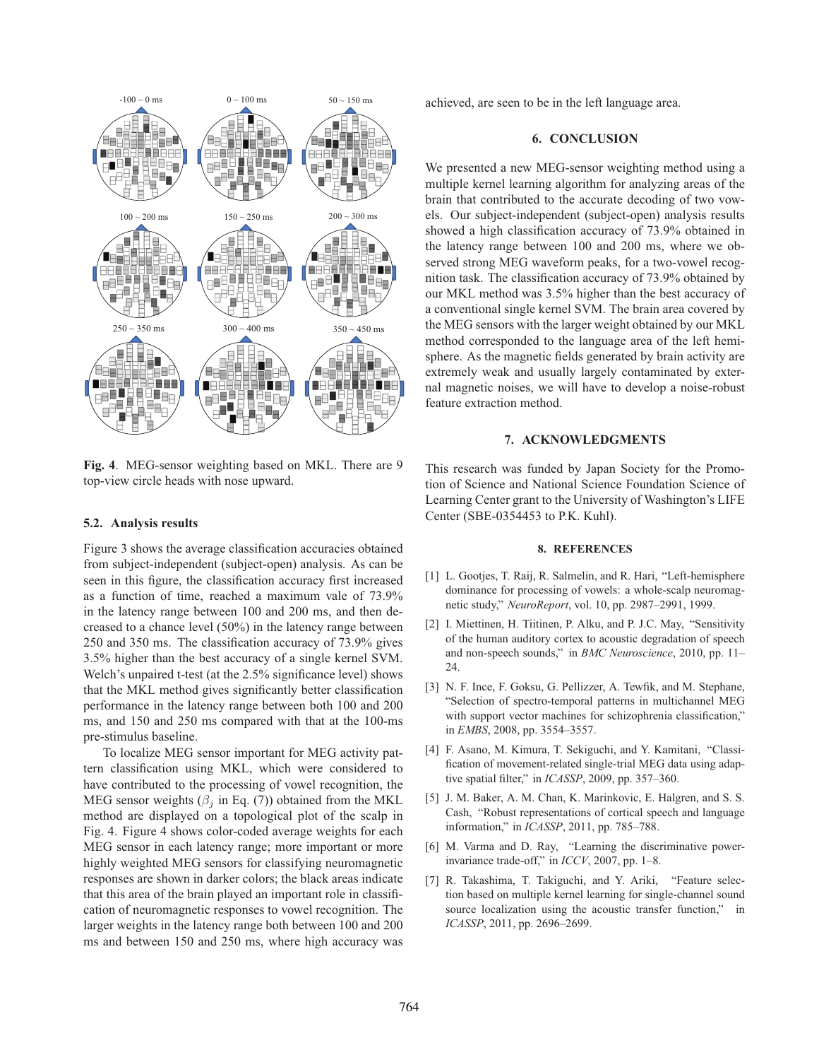-100 ~ 0 ms

0 ~ 100 ms

50 ~ 150 ms

100 ~ 200 ms

150 ~ 250 ms

200 ~ 300 ms

250 ~ 350 ms

300 ~ 400 ms

350 ~ 450 ms

**Fig. 4**. MEG-sensor weighting based on MKL. There are 9 top-view circle heads with nose upward.

### 5.2. Analysis results

Figure 3 shows the average classification accuracies obtained from subject-independent (subject-open) analysis. As can be seen in this figure, the classification accuracy first increased as a function of time, reached a maximum vale of 73.9% in the latency range between 100 and 200 ms, and then decreased to a chance level (50%) in the latency range between 250 and 350 ms. The classification accuracy of 73.9% gives 3.5% higher than the best accuracy of a single kernel SVM. Welch's unpaired t-test (at the 2.5% significance level) shows that the MKL method gives significantly better classification performance in the latency range between both 100 and 200 ms, and 150 and 250 ms compared with that at the 100-ms pre-stimulus baseline.

To localize MEG sensor important for MEG activity pattern classification using MKL, which were considered to have contributed to the processing of vowel recognition, the MEG sensor weights ($\beta_j$ in Eq. (7)) obtained from the MKL method are displayed on a topological plot of the scalp in Fig. 4. Figure 4 shows color-coded average weights for each MEG sensor in each latency range; more important or more highly weighted MEG sensors for classifying neuromagnetic responses are shown in darker colors; the black areas indicate that this area of the brain played an important role in classification of neuromagnetic responses to vowel recognition. The larger weights in the latency range both between 100 and 200 ms and between 150 and 250 ms, where high accuracy was achieved, are seen to be in the left language area.

## 6. CONCLUSION

We presented a new MEG-sensor weighting method using a multiple kernel learning algorithm for analyzing areas of the brain that contributed to the accurate decoding of two vowels. Our subject-independent (subject-open) analysis results showed a high classification accuracy of 73.9% obtained in the latency range between 100 and 200 ms, where we observed strong MEG waveform peaks, for a two-vowel recognition task. The classification accuracy of 73.9% obtained by our MKL method was 3.5% higher than the best accuracy of a conventional single kernel SVM. The brain area covered by the MEG sensors with the larger weight obtained by our MKL method corresponded to the language area of the left hemisphere. As the magnetic fields generated by brain activity are extremely weak and usually largely contaminated by external magnetic noises, we will have to develop a noise-robust feature extraction method.

## 7. ACKNOWLEDGMENTS

This research was funded by Japan Society for the Promotion of Science and National Science Foundation Science of Learning Center grant to the University of Washington's LIFE Center (SBE-0354453 to P.K. Kuhl).

## 8. REFERENCES

[1] L. Gootjes, T. Raij, R. Salmelin, and R. Hari, "Left-hemisphere dominance for processing of vowels: a whole-scalp neuromagnetic study," *NeuroReport*, vol. 10, pp. 2987–2991, 1999.

[2] I. Miettinen, H. Tiitinen, P. Alku, and P. J.C. May, "Sensitivity of the human auditory cortex to acoustic degradation of speech and non-speech sounds," in *BMC Neuroscience*, 2010, pp. 11–24.

[3] N. F. Ince, F. Goksu, G. Pellizzer, A. Tewfik, and M. Stephane, "Selection of spectro-temporal patterns in multichannel MEG with support vector machines for schizophrenia classification," in *EMBS*, 2008, pp. 3554–3557.

[4] F. Asano, M. Kimura, T. Sekiguchi, and Y. Kamitani, "Classification of movement-related single-trial MEG data using adaptive spatial filter," in *ICASSP*, 2009, pp. 357–360.

[5] J. M. Baker, A. M. Chan, K. Marinkovic, E. Halgren, and S. S. Cash, "Robust representations of cortical speech and language information," in *ICASSP*, 2011, pp. 785–788.

[6] M. Varma and D. Ray, "Learning the discriminative power-invariance trade-off," in *ICCV*, 2007, pp. 1–8.

[7] R. Takashima, T. Takiguchi, and Y. Ariki, "Feature selection based on multiple kernel learning for single-channel sound source localization using the acoustic transfer function," in *ICASSP*, 2011, pp. 2696–2699.